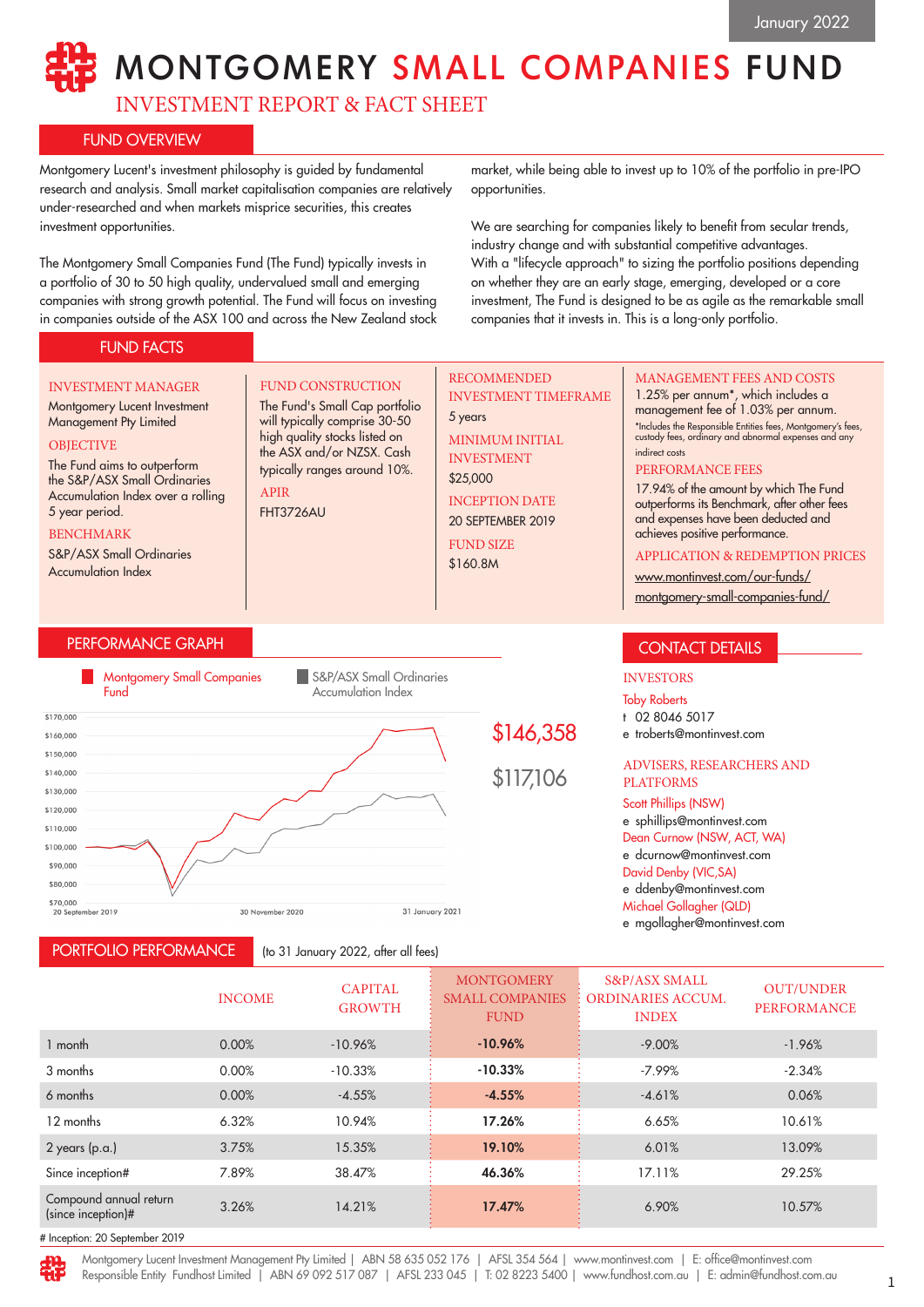January 2022

# MONTGOMERY SMALL COMPANIES FUND

## INVESTMENT REPORT & FACT SHEET

## FUND OVERVIEW

Montgomery Lucent's investment philosophy is guided by fundamental research and analysis. Small market capitalisation companies are relatively under-researched and when markets misprice securities, this creates investment opportunities.

The Montgomery Small Companies Fund (The Fund) typically invests in a portfolio of 30 to 50 high quality, undervalued small and emerging companies with strong growth potential. The Fund will focus on investing in companies outside of the ASX 100 and across the New Zealand stock market, while being able to invest up to 10% of the portfolio in pre-IPO opportunities.

We are searching for companies likely to benefit from secular trends, industry change and with substantial competitive advantages. With a "lifecycle approach" to sizing the portfolio positions depending on whether they are an early stage, emerging, developed or a core investment, The Fund is designed to be as agile as the remarkable small companies that it invests in. This is a long-only portfolio.

## FUND FACTS

**INVESTMENT MANAGER**
Montgomery Lucent Investment Management Pty Limited

**OBJECTIVE**
The Fund aims to outperform the S&P/ASX Small Ordinaries Accumulation Index over a rolling 5 year period.

**BENCHMARK**
S&P/ASX Small Ordinaries Accumulation Index

**FUND CONSTRUCTION**
The Fund's Small Cap portfolio will typically comprise 30-50 high quality stocks listed on the ASX and/or NZSX. Cash typically ranges around 10%.

**APIR**
FHT3726AU

**RECOMMENDED INVESTMENT TIMEFRAME**
5 years

**MINIMUM INITIAL INVESTMENT**
$25,000

**INCEPTION DATE**
20 SEPTEMBER 2019

**FUND SIZE**
$160.8M

**MANAGEMENT FEES AND COSTS**
1.25% per annum*, which includes a management fee of 1.03% per annum.
*Includes the Responsible Entities fees, Montgomery's fees, custody fees, ordinary and abnormal expenses and any indirect costs

**PERFORMANCE FEES**
17.94% of the amount by which The Fund outperforms its Benchmark, after other fees and expenses have been deducted and achieves positive performance.

**APPLICATION & REDEMPTION PRICES**
www.montinvest.com/our-funds/montgomery-small-companies-fund/

## PERFORMANCE GRAPH

Montgomery Small Companies Fund: $146,358
S&P/ASX Small Ordinaries Accumulation Index: $117,106

## CONTACT DETAILS

**INVESTORS**
Toby Roberts
t 02 8046 5017
e troberts@montinvest.com

**ADVISERS, RESEARCHERS AND PLATFORMS**
Scott Phillips (NSW)
e sphillips@montinvest.com
Dean Curnow (NSW, ACT, WA)
e dcurnow@montinvest.com
David Denby (VIC,SA)
e ddenby@montinvest.com
Michael Gollagher (QLD)
e mgollagher@montinvest.com

## PORTFOLIO PERFORMANCE

(to 31 January 2022, after all fees)

| | INCOME | CAPITAL GROWTH | MONTGOMERY SMALL COMPANIES FUND | S&P/ASX SMALL ORDINARIES ACCUM. INDEX | OUT/UNDER PERFORMANCE |
|---|---|---|---|---|---|
| 1 month | 0.00% | -10.96% | **-10.96%** | -9.00% | -1.96% |
| 3 months | 0.00% | -10.33% | **-10.33%** | -7.99% | -2.34% |
| 6 months | 0.00% | -4.55% | **-4.55%** | -4.61% | 0.06% |
| 12 months | 6.32% | 10.94% | **17.26%** | 6.65% | 10.61% |
| 2 years (p.a.) | 3.75% | 15.35% | **19.10%** | 6.01% | 13.09% |
| Since inception# | 7.89% | 38.47% | **46.36%** | 17.11% | 29.25% |
| Compound annual return (since inception)# | 3.26% | 14.21% | **17.47%** | 6.90% | 10.57% |

# Inception: 20 September 2019

Montgomery Lucent Investment Management Pty Limited | ABN 58 635 052 176 | AFSL 354 564 | www.montinvest.com | E: office@montinvest.com
Responsible Entity Fundhost Limited | ABN 69 092 517 087 | AFSL 233 045 | T: 02 8223 5400 | www.fundhost.com.au | E: admin@fundhost.com.au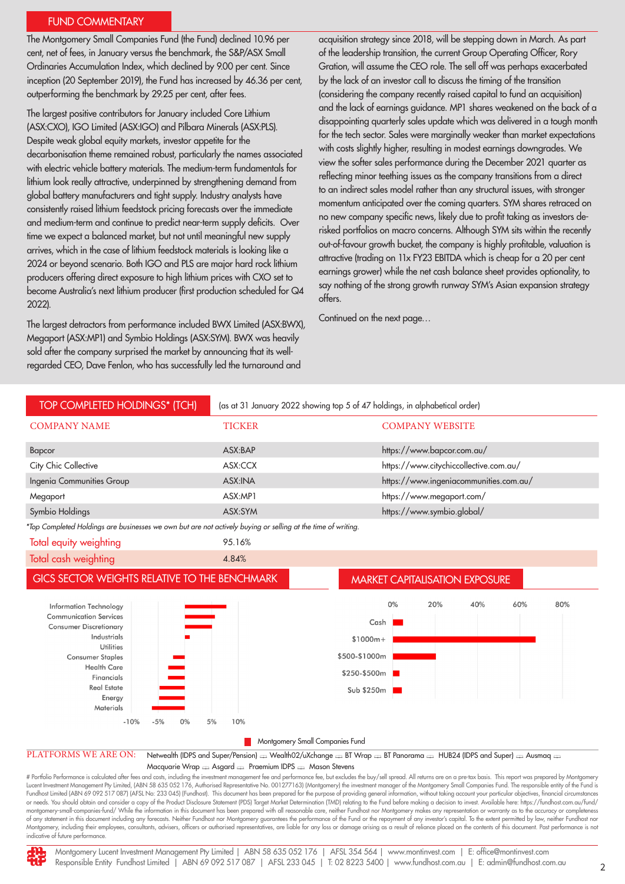## FUND COMMENTARY

The Montgomery Small Companies Fund (the Fund) declined 10.96 per cent, net of fees, in January versus the benchmark, the S&P/ASX Small Ordinaries Accumulation Index, which declined by 9.00 per cent. Since inception (20 September 2019), the Fund has increased by 46.36 per cent, outperforming the benchmark by 29.25 per cent, after fees.

The largest positive contributors for January included Core Lithium (ASX:CXO), IGO Limited (ASX:IGO) and Pilbara Minerals (ASX:PLS). Despite weak global equity markets, investor appetite for the decarbonisation theme remained robust, particularly the names associated with electric vehicle battery materials. The medium-term fundamentals for lithium look really attractive, underpinned by strengthening demand from global battery manufacturers and tight supply. Industry analysts have consistently raised lithium feedstock pricing forecasts over the immediate and medium-term and continue to predict near-term supply deficits. Over time we expect a balanced market, but not until meaningful new supply arrives, which in the case of lithium feedstock materials is looking like a 2024 or beyond scenario. Both IGO and PLS are major hard rock lithium producers offering direct exposure to high lithium prices with CXO set to become Australia's next lithium producer (first production scheduled for Q4 2022).

The largest detractors from performance included BWX Limited (ASX:BWX), Megaport (ASX:MP1) and Symbio Holdings (ASX:SYM). BWX was heavily sold after the company surprised the market by announcing that its well-regarded CEO, Dave Fenlon, who has successfully led the turnaround and acquisition strategy since 2018, will be stepping down in March. As part of the leadership transition, the current Group Operating Officer, Rory Gration, will assume the CEO role. The sell off was perhaps exacerbated by the lack of an investor call to discuss the timing of the transition (considering the company recently raised capital to fund an acquisition) and the lack of earnings guidance. MP1 shares weakened on the back of a disappointing quarterly sales update which was delivered in a tough month for the tech sector. Sales were marginally weaker than market expectations with costs slightly higher, resulting in modest earnings downgrades. We view the softer sales performance during the December 2021 quarter as reflecting minor teething issues as the company transitions from a direct to an indirect sales model rather than any structural issues, with stronger momentum anticipated over the coming quarters. SYM shares retraced on no new company specific news, likely due to profit taking as investors de-risked portfolios on macro concerns. Although SYM sits within the recently out-of-favour growth bucket, the company is highly profitable, valuation is attractive (trading on 11x FY23 EBITDA which is cheap for a 20 per cent earnings grower) while the net cash balance sheet provides optionality, to say nothing of the strong growth runway SYM's Asian expansion strategy offers.

Continued on the next page…

## TOP COMPLETED HOLDINGS* (TCH)

(as at 31 January 2022 showing top 5 of 47 holdings, in alphabetical order)

| COMPANY NAME | TICKER | COMPANY WEBSITE |
|---|---|---|
| Bapcor | ASX:BAP | https://www.bapcor.com.au/ |
| City Chic Collective | ASX:CCX | https://www.citychiccollective.com.au/ |
| Ingenia Communities Group | ASX:INA | https://www.ingeniacommunities.com.au/ |
| Megaport | ASX:MP1 | https://www.megaport.com/ |
| Symbio Holdings | ASX:SYM | https://www.symbio.global/ |

*\*Top Completed Holdings are businesses we own but are not actively buying or selling at the time of writing.*

| | |
|---|---|
| Total equity weighting | 95.16% |
| Total cash weighting | 4.84% |

## GICS SECTOR WEIGHTS RELATIVE TO THE BENCHMARK

## MARKET CAPITALISATION EXPOSURE

Montgomery Small Companies Fund

**PLATFORMS WE ARE ON:** Netwealth (IDPS and Super/Pension) | Wealth02/uXchange | BT Wrap | BT Panorama | HUB24 (IDPS and Super) | Ausmaq | Macquarie Wrap | Asgard | Praemium IDPS | Mason Stevens

# Portfolio Performance is calculated after fees and costs, including the investment management fee and performance fee, but excludes the buy/sell spread. All returns are on a pre-tax basis. This report was prepared by Montgomery Lucent Investment Management Pty Limited, (ABN 58 635 052 176, Authorised Representative No. 001277163) (Montgomery) the investment manager of the Montgomery Small Companies Fund. The responsible entity of the Fund is Fundhost Limited (ABN 69 092 517 087) (AFSL No: 233 045) (Fundhost). This document has been prepared for the purpose of providing general information, without taking account your particular objectives, financial circumstances or needs. You should obtain and consider a copy of the Product Disclosure Statement (PDS) Target Market Determination (TMD) relating to the Fund before making a decision to invest. Available here: https://fundhost.com.au/fund/montgomery-small-companies-fund/ While the information in this document has been prepared with all reasonable care, neither Fundhost nor Montgomery makes any representation or warranty as to the accuracy or completeness of any statement in this document including any forecasts. Neither Fundhost nor Montgomery guarantees the performance of the Fund or the repayment of any investor's capital. To the extent permitted by law, neither Fundhost nor Montgomery, including their employees, consultants, advisers, officers or authorised representatives, are liable for any loss or damage arising as a result of reliance placed on the contents of this document. Past performance is not indicative of future performance.

Montgomery Lucent Investment Management Pty Limited | ABN 58 635 052 176 | AFSL 354 564 | www.montinvest.com | E: office@montinvest.com
Responsible Entity Fundhost Limited | ABN 69 092 517 087 | AFSL 233 045 | T: 02 8223 5400 | www.fundhost.com.au | E: admin@fundhost.com.au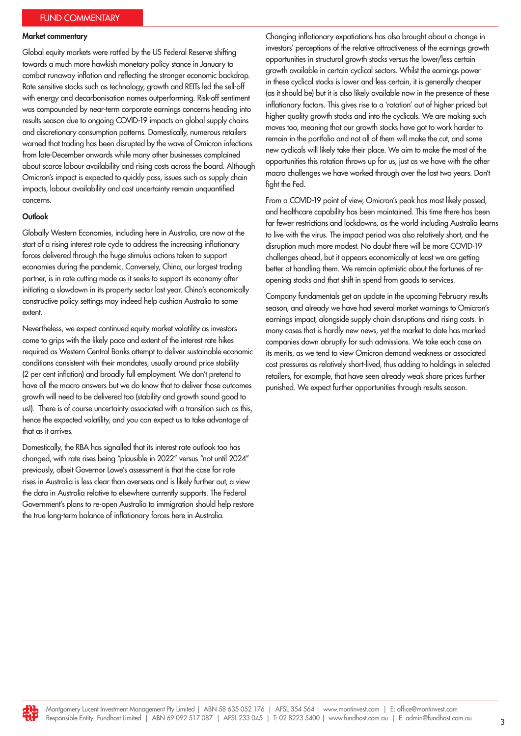## FUND COMMENTARY

**Market commentary**

Global equity markets were rattled by the US Federal Reserve shifting towards a much more hawkish monetary policy stance in January to combat runaway inflation and reflecting the stronger economic backdrop. Rate sensitive stocks such as technology, growth and REITs led the sell-off with energy and decarbonisation names outperforming. Risk-off sentiment was compounded by near-term corporate earnings concerns heading into results season due to ongoing COVID-19 impacts on global supply chains and discretionary consumption patterns. Domestically, numerous retailers warned that trading has been disrupted by the wave of Omicron infections from late-December onwards while many other businesses complained about scarce labour availability and rising costs across the board. Although Omicron's impact is expected to quickly pass, issues such as supply chain impacts, labour availability and cost uncertainty remain unquantified concerns.

**Outlook**

Globally Western Economies, including here in Australia, are now at the start of a rising interest rate cycle to address the increasing inflationary forces delivered through the huge stimulus actions taken to support economies during the pandemic. Conversely, China, our largest trading partner, is in rate cutting mode as it seeks to support its economy after initiating a slowdown in its property sector last year. China's economically constructive policy settings may indeed help cushion Australia to some extent.

Nevertheless, we expect continued equity market volatility as investors come to grips with the likely pace and extent of the interest rate hikes required as Western Central Banks attempt to deliver sustainable economic conditions consistent with their mandates, usually around price stability (2 per cent inflation) and broadly full employment. We don't pretend to have all the macro answers but we do know that to deliver those outcomes growth will need to be delivered too (stability and growth sound good to us!). There is of course uncertainty associated with a transition such as this, hence the expected volatility, and you can expect us to take advantage of that as it arrives.

Domestically, the RBA has signalled that its interest rate outlook too has changed, with rate rises being "plausible in 2022" versus "not until 2024" previously, albeit Governor Lowe's assessment is that the case for rate rises in Australia is less clear than overseas and is likely further out, a view the data in Australia relative to elsewhere currently supports. The Federal Government's plans to re-open Australia to immigration should help restore the true long-term balance of inflationary forces here in Australia.

Changing inflationary expatiations has also brought about a change in investors' perceptions of the relative attractiveness of the earnings growth opportunities in structural growth stocks versus the lower/less certain growth available in certain cyclical sectors. Whilst the earnings power in these cyclical stocks is lower and less certain, it is generally cheaper (as it should be) but it is also likely available now in the presence of these inflationary factors. This gives rise to a 'rotation' out of higher priced but higher quality growth stocks and into the cyclicals. We are making such moves too, meaning that our growth stocks have got to work harder to remain in the portfolio and not all of them will make the cut, and some new cyclicals will likely take their place. We aim to make the most of the opportunities this rotation throws up for us, just as we have with the other macro challenges we have worked through over the last two years. Don't fight the Fed.

From a COVID-19 point of view, Omicron's peak has most likely passed, and healthcare capability has been maintained. This time there has been far fewer restrictions and lockdowns, as the world including Australia learns to live with the virus. The impact period was also relatively short, and the disruption much more modest. No doubt there will be more COVID-19 challenges ahead, but it appears economically at least we are getting better at handling them. We remain optimistic about the fortunes of re-opening stocks and that shift in spend from goods to services.

Company fundamentals get an update in the upcoming February results season, and already we have had several market warnings to Omicron's earnings impact, alongside supply chain disruptions and rising costs. In many cases that is hardly new news, yet the market to date has marked companies down abruptly for such admissions. We take each case on its merits, as we tend to view Omicron demand weakness or associated cost pressures as relatively short-lived, thus adding to holdings in selected retailers, for example, that have seen already weak share prices further punished. We expect further opportunities through results season.

Montgomery Lucent Investment Management Pty Limited | ABN 58 635 052 176 | AFSL 354 564 | www.montinvest.com | E: office@montinvest.com
Responsible Entity Fundhost Limited | ABN 69 092 517 087 | AFSL 233 045 | T: 02 8223 5400 | www.fundhost.com.au | E: admin@fundhost.com.au